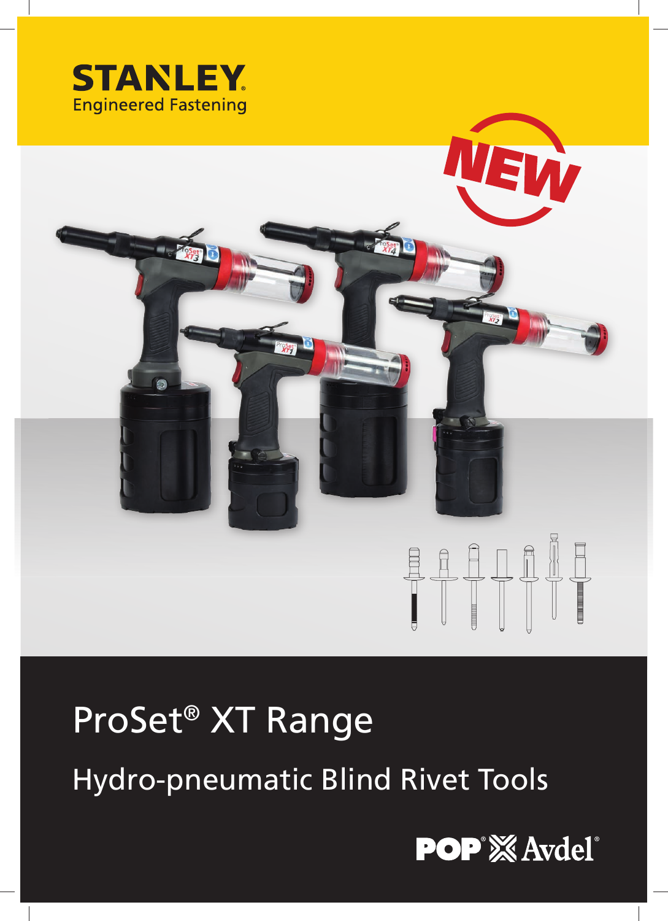STANLEY

Engineered Fastening

NEW

# ProSet® XT Range

## Hydro-pneumatic Blind Rivet Tools

POP® Avdel®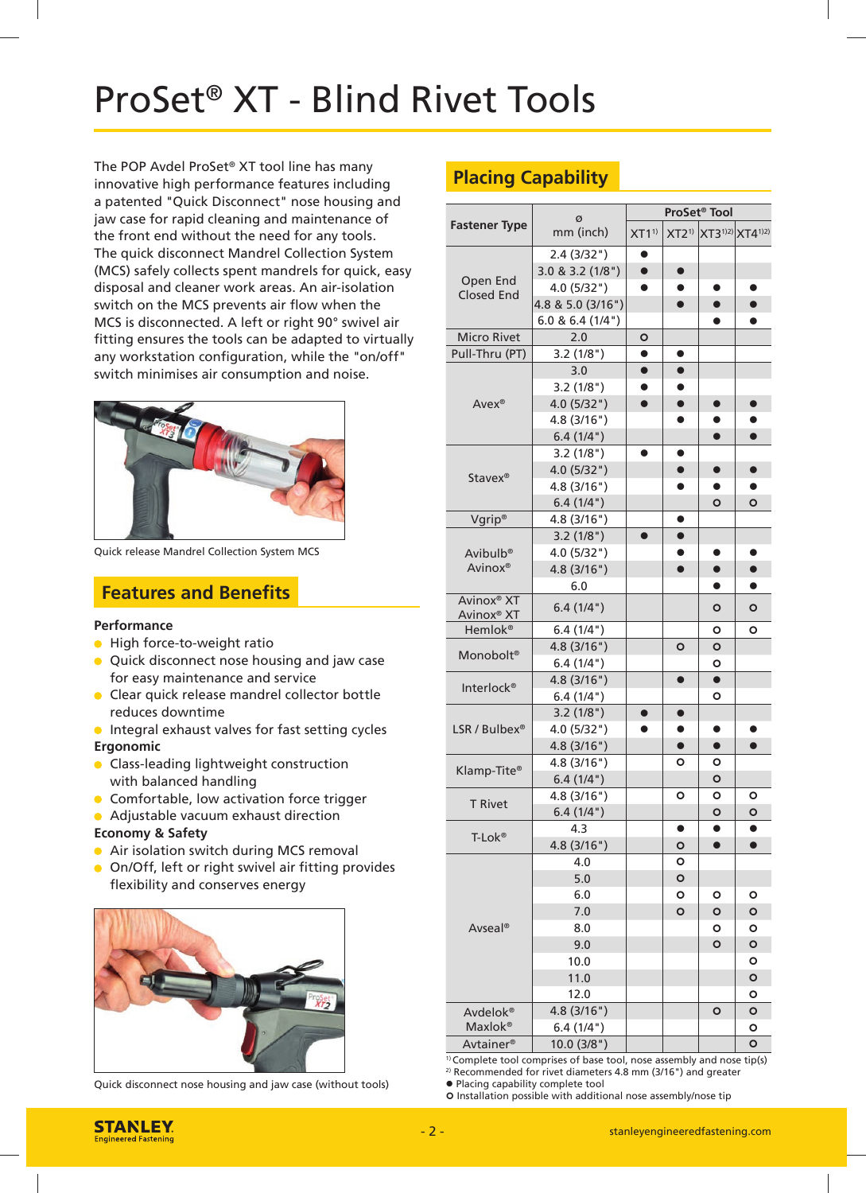# ProSet® XT - Blind Rivet Tools

The POP Avdel ProSet® XT tool line has many innovative high performance features including a patented "Quick Disconnect" nose housing and jaw case for rapid cleaning and maintenance of the front end without the need for any tools. The quick disconnect Mandrel Collection System (MCS) safely collects spent mandrels for quick, easy disposal and cleaner work areas. An air-isolation switch on the MCS prevents air flow when the MCS is disconnected. A left or right 90° swivel air fitting ensures the tools can be adapted to virtually any workstation configuration, while the "on/off" switch minimises air consumption and noise.

Quick release Mandrel Collection System MCS

## Features and Benefits

**Performance**

- High force-to-weight ratio
- Quick disconnect nose housing and jaw case for easy maintenance and service
- Clear quick release mandrel collector bottle reduces downtime
- Integral exhaust valves for fast setting cycles

**Ergonomic**

- Class-leading lightweight construction with balanced handling
- Comfortable, low activation force trigger
- Adjustable vacuum exhaust direction

**Economy & Safety**

- Air isolation switch during MCS removal
- On/Off, left or right swivel air fitting provides flexibility and conserves energy

Quick disconnect nose housing and jaw case (without tools)

## Placing Capability

| Fastener Type | ø mm (inch) | ProSet® Tool | | | |
|---|---|---|---|---|---|
| | | XT1[1] | XT2[1] | XT3[1,2] | XT4[1,2] |
| Open End Closed End | 2.4 (3/32") | ● | | | |
| | 3.0 & 3.2 (1/8") | ● | ● | | |
| | 4.0 (5/32") | ● | ● | ● | ● |
| | 4.8 & 5.0 (3/16") | | ● | ● | ● |
| | 6.0 & 6.4 (1/4") | | | ● | ● |
| Micro Rivet | 2.0 | ○ | | | |
| Pull-Thru (PT) | 3.2 (1/8") | ● | ● | | |
| Avex® | 3.0 | ● | ● | | |
| | 3.2 (1/8") | ● | ● | | |
| | 4.0 (5/32") | ● | ● | ● | ● |
| | 4.8 (3/16") | | ● | ● | ● |
| | 6.4 (1/4") | | | ● | ● |
| Stavex® | 3.2 (1/8") | ● | ● | | |
| | 4.0 (5/32") | | ● | ● | ● |
| | 4.8 (3/16") | | ● | ● | ● |
| | 6.4 (1/4") | | | ○ | ○ |
| Vgrip® | 4.8 (3/16") | | ● | | |
| Avibulb® Avinox® | 3.2 (1/8") | ● | ● | | |
| | 4.0 (5/32") | | ● | ● | ● |
| | 4.8 (3/16") | | ● | ● | ● |
| | 6.0 | | | ● | ● |
| Avinox® XT Avinox® XT | 6.4 (1/4") | | | ○ | ○ |
| Hemlok® | 6.4 (1/4") | | | ○ | ○ |
| Monobolt® | 4.8 (3/16") | | ○ | ○ | |
| | 6.4 (1/4") | | | ○ | |
| Interlock® | 4.8 (3/16") | | ● | ● | |
| | 6.4 (1/4") | | | ○ | |
| LSR / Bulbex® | 3.2 (1/8") | ● | ● | | |
| | 4.0 (5/32") | ● | ● | ● | ● |
| | 4.8 (3/16") | | ● | ● | ● |
| Klamp-Tite® | 4.8 (3/16") | | ○ | ○ | |
| | 6.4 (1/4") | | | ○ | |
| T Rivet | 4.8 (3/16") | | ○ | ○ | ○ |
| | 6.4 (1/4") | | | ○ | ○ |
| T-Lok® | 4.3 | | ● | ● | ● |
| | 4.8 (3/16") | | ○ | ● | ● |
| Avseal® | 4.0 | | ○ | | |
| | 5.0 | | ○ | | |
| | 6.0 | | ○ | ○ | ○ |
| | 7.0 | | ○ | ○ | ○ |
| | 8.0 | | | ○ | ○ |
| | 9.0 | | | ○ | ○ |
| | 10.0 | | | | ○ |
| | 11.0 | | | | ○ |
| | 12.0 | | | | ○ |
| Avdelok® Maxlok® | 4.8 (3/16") | | | ○ | ○ |
| | 6.4 (1/4") | | | | ○ |
| Avtainer® | 10.0 (3/8") | | | | ○ |

[1] Complete tool comprises of base tool, nose assembly and nose tip(s)
[2] Recommended for rivet diameters 4.8 mm (3/16") and greater
● Placing capability complete tool
○ Installation possible with additional nose assembly/nose tip

STANLEY Engineered Fastening

stanleyengineeredfastening.com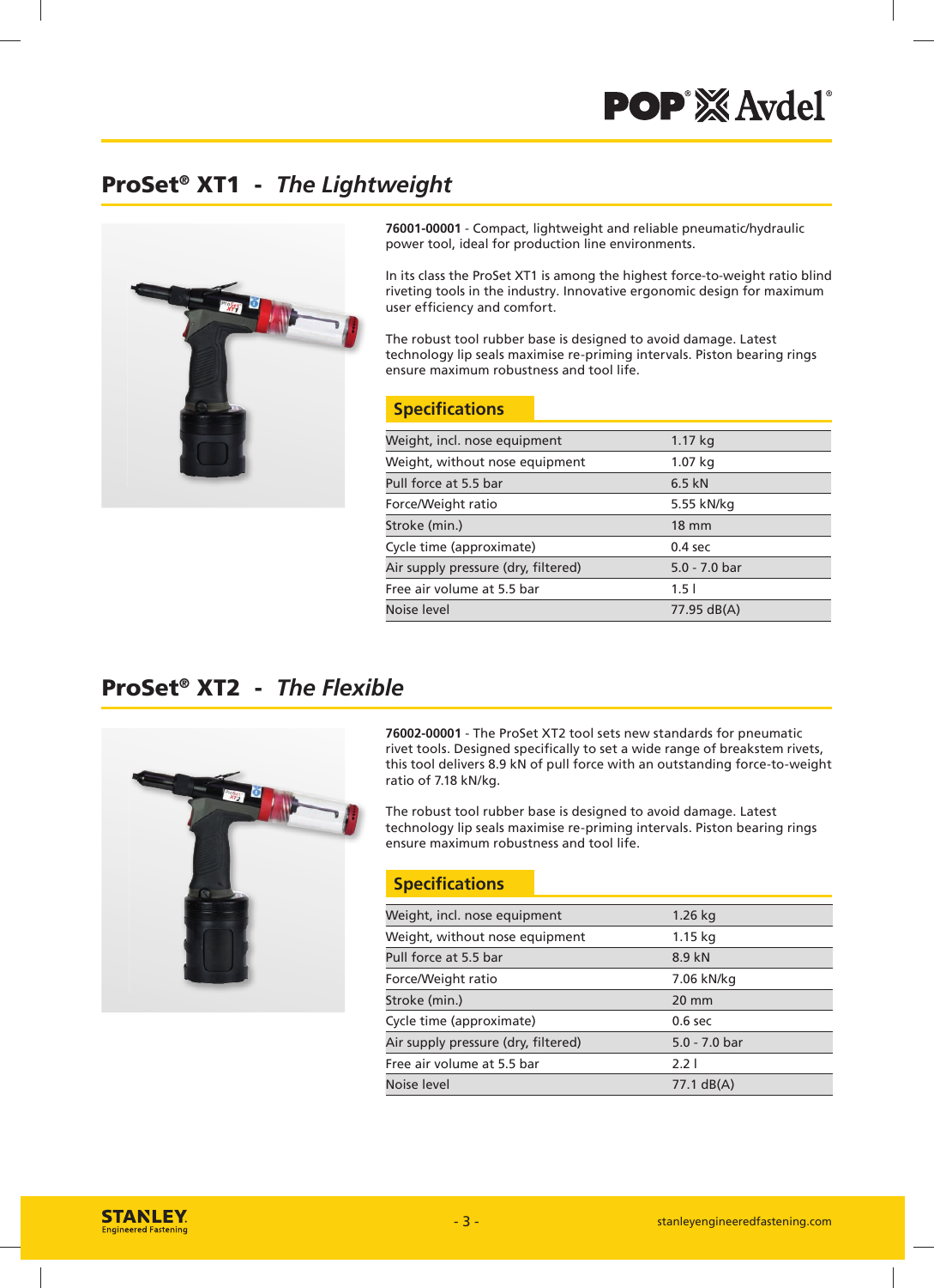## ProSet® XT1 - *The Lightweight*

**76001-00001** - Compact, lightweight and reliable pneumatic/hydraulic power tool, ideal for production line environments.

In its class the ProSet XT1 is among the highest force-to-weight ratio blind riveting tools in the industry. Innovative ergonomic design for maximum user efficiency and comfort.

The robust tool rubber base is designed to avoid damage. Latest technology lip seals maximise re-priming intervals. Piston bearing rings ensure maximum robustness and tool life.

### Specifications

| | |
|---|---|
| Weight, incl. nose equipment | 1.17 kg |
| Weight, without nose equipment | 1.07 kg |
| Pull force at 5.5 bar | 6.5 kN |
| Force/Weight ratio | 5.55 kN/kg |
| Stroke (min.) | 18 mm |
| Cycle time (approximate) | 0.4 sec |
| Air supply pressure (dry, filtered) | 5.0 - 7.0 bar |
| Free air volume at 5.5 bar | 1.5 l |
| Noise level | 77.95 dB(A) |

## ProSet® XT2 - *The Flexible*

**76002-00001** - The ProSet XT2 tool sets new standards for pneumatic rivet tools. Designed specifically to set a wide range of breakstem rivets, this tool delivers 8.9 kN of pull force with an outstanding force-to-weight ratio of 7.18 kN/kg.

The robust tool rubber base is designed to avoid damage. Latest technology lip seals maximise re-priming intervals. Piston bearing rings ensure maximum robustness and tool life.

### Specifications

| | |
|---|---|
| Weight, incl. nose equipment | 1.26 kg |
| Weight, without nose equipment | 1.15 kg |
| Pull force at 5.5 bar | 8.9 kN |
| Force/Weight ratio | 7.06 kN/kg |
| Stroke (min.) | 20 mm |
| Cycle time (approximate) | 0.6 sec |
| Air supply pressure (dry, filtered) | 5.0 - 7.0 bar |
| Free air volume at 5.5 bar | 2.2 l |
| Noise level | 77.1 dB(A) |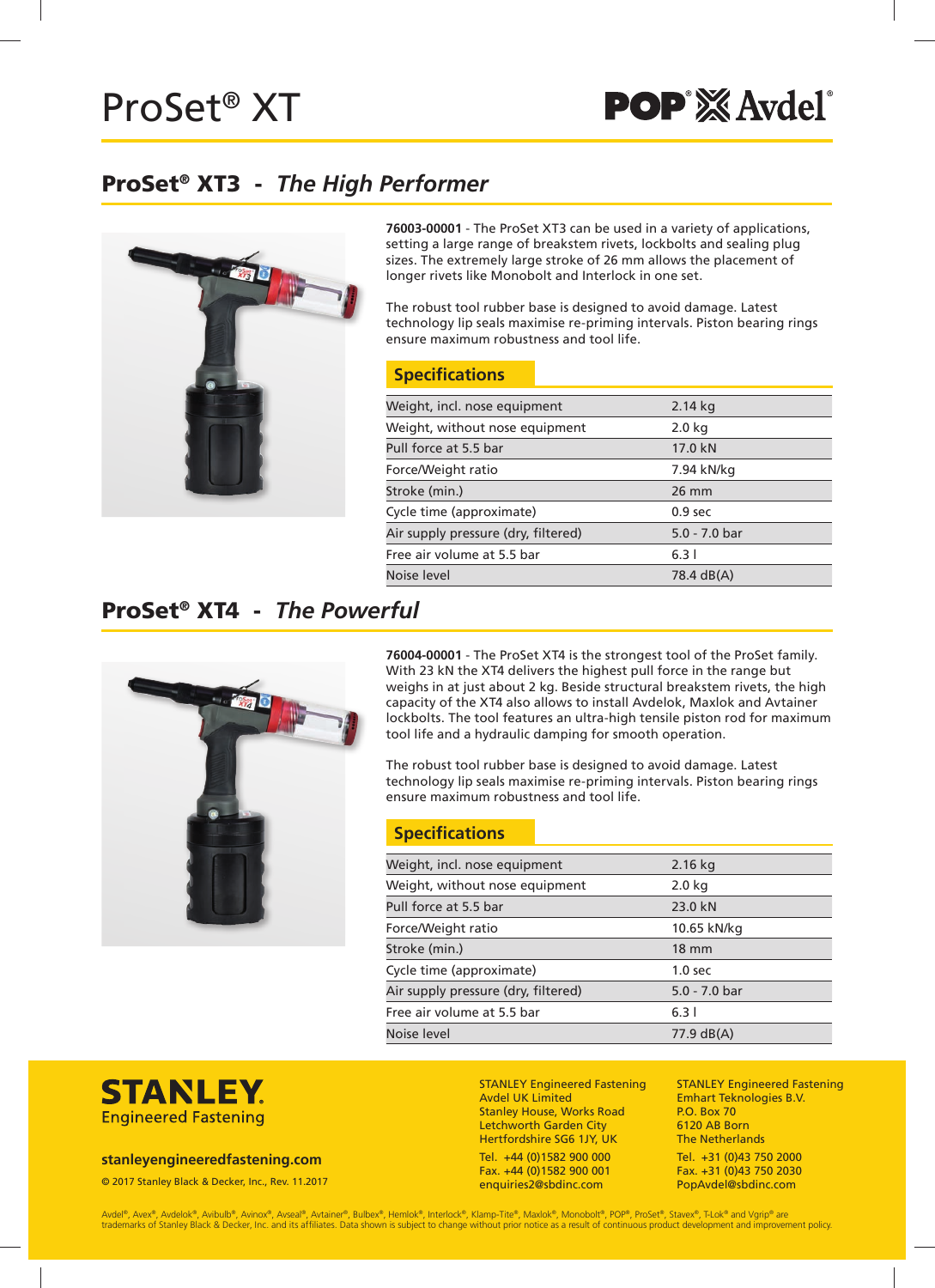# ProSet® XT

POP® Avdel®

## ProSet® XT3 - *The High Performer*

**76003-00001** - The ProSet XT3 can be used in a variety of applications, setting a large range of breakstem rivets, lockbolts and sealing plug sizes. The extremely large stroke of 26 mm allows the placement of longer rivets like Monobolt and Interlock in one set.

The robust tool rubber base is designed to avoid damage. Latest technology lip seals maximise re-priming intervals. Piston bearing rings ensure maximum robustness and tool life.

### Specifications

| | |
|---|---|
| Weight, incl. nose equipment | 2.14 kg |
| Weight, without nose equipment | 2.0 kg |
| Pull force at 5.5 bar | 17.0 kN |
| Force/Weight ratio | 7.94 kN/kg |
| Stroke (min.) | 26 mm |
| Cycle time (approximate) | 0.9 sec |
| Air supply pressure (dry, filtered) | 5.0 - 7.0 bar |
| Free air volume at 5.5 bar | 6.3 l |
| Noise level | 78.4 dB(A) |

## ProSet® XT4 - *The Powerful*

**76004-00001** - The ProSet XT4 is the strongest tool of the ProSet family. With 23 kN the XT4 delivers the highest pull force in the range but weighs in at just about 2 kg. Beside structural breakstem rivets, the high capacity of the XT4 also allows to install Avdelok, Maxlok and Avtainer lockbolts. The tool features an ultra-high tensile piston rod for maximum tool life and a hydraulic damping for smooth operation.

The robust tool rubber base is designed to avoid damage. Latest technology lip seals maximise re-priming intervals. Piston bearing rings ensure maximum robustness and tool life.

### Specifications

| | |
|---|---|
| Weight, incl. nose equipment | 2.16 kg |
| Weight, without nose equipment | 2.0 kg |
| Pull force at 5.5 bar | 23.0 kN |
| Force/Weight ratio | 10.65 kN/kg |
| Stroke (min.) | 18 mm |
| Cycle time (approximate) | 1.0 sec |
| Air supply pressure (dry, filtered) | 5.0 - 7.0 bar |
| Free air volume at 5.5 bar | 6.3 l |
| Noise level | 77.9 dB(A) |

**STANLEY** Engineered Fastening

**stanleyengineeredfastening.com**

© 2017 Stanley Black & Decker, Inc., Rev. 11.2017

STANLEY Engineered Fastening
Avdel UK Limited
Stanley House, Works Road
Letchworth Garden City
Hertfordshire SG6 1JY, UK
Tel. +44 (0)1582 900 000
Fax. +44 (0)1582 900 001
enquiries2@sbdinc.com

STANLEY Engineered Fastening
Emhart Teknologies B.V.
P.O. Box 70
6120 AB Born
The Netherlands
Tel. +31 (0)43 750 2000
Fax. +31 (0)43 750 2030
PopAvdel@sbdinc.com

Avdel®, Avex®, Avdelok®, Avibulb®, Avinox®, Avseal®, Avtainer®, Bulbex®, Hemlok®, Interlock®, Klamp-Tite®, Maxlok®, Monobolt®, POP®, ProSet®, Stavex®, T-Lok® and Vgrip® are trademarks of Stanley Black & Decker, Inc. and its affiliates. Data shown is subject to change without prior notice as a result of continuous product development and improvement policy.